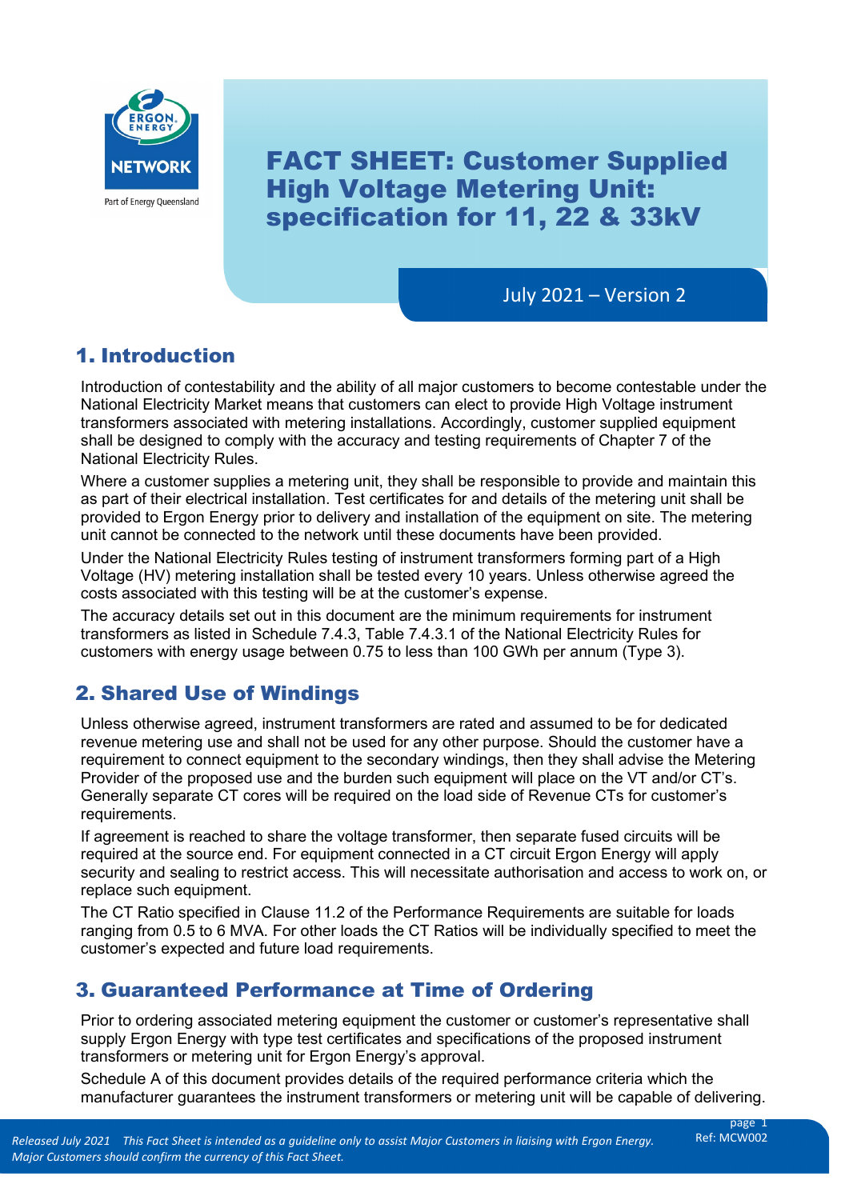# FACT SHEET: Customer Supplied High Voltage Metering Unit: specification for 11, 22 & 33kV

July 2021 – Version 2

## 1. Introduction

Introduction of contestability and the ability of all major customers to become contestable under the National Electricity Market means that customers can elect to provide High Voltage instrument transformers associated with metering installations. Accordingly, customer supplied equipment shall be designed to comply with the accuracy and testing requirements of Chapter 7 of the National Electricity Rules.

Where a customer supplies a metering unit, they shall be responsible to provide and maintain this as part of their electrical installation. Test certificates for and details of the metering unit shall be provided to Ergon Energy prior to delivery and installation of the equipment on site. The metering unit cannot be connected to the network until these documents have been provided.

Under the National Electricity Rules testing of instrument transformers forming part of a High Voltage (HV) metering installation shall be tested every 10 years. Unless otherwise agreed the costs associated with this testing will be at the customer's expense.

The accuracy details set out in this document are the minimum requirements for instrument transformers as listed in Schedule 7.4.3, Table 7.4.3.1 of the National Electricity Rules for customers with energy usage between 0.75 to less than 100 GWh per annum (Type 3).

## 2. Shared Use of Windings

Unless otherwise agreed, instrument transformers are rated and assumed to be for dedicated revenue metering use and shall not be used for any other purpose. Should the customer have a requirement to connect equipment to the secondary windings, then they shall advise the Metering Provider of the proposed use and the burden such equipment will place on the VT and/or CT's. Generally separate CT cores will be required on the load side of Revenue CTs for customer's requirements.

If agreement is reached to share the voltage transformer, then separate fused circuits will be required at the source end. For equipment connected in a CT circuit Ergon Energy will apply security and sealing to restrict access. This will necessitate authorisation and access to work on, or replace such equipment.

The CT Ratio specified in Clause 11.2 of the Performance Requirements are suitable for loads ranging from 0.5 to 6 MVA. For other loads the CT Ratios will be individually specified to meet the customer's expected and future load requirements.

## 3. Guaranteed Performance at Time of Ordering

Prior to ordering associated metering equipment the customer or customer's representative shall supply Ergon Energy with type test certificates and specifications of the proposed instrument transformers or metering unit for Ergon Energy's approval.

Schedule A of this document provides details of the required performance criteria which the manufacturer guarantees the instrument transformers or metering unit will be capable of delivering.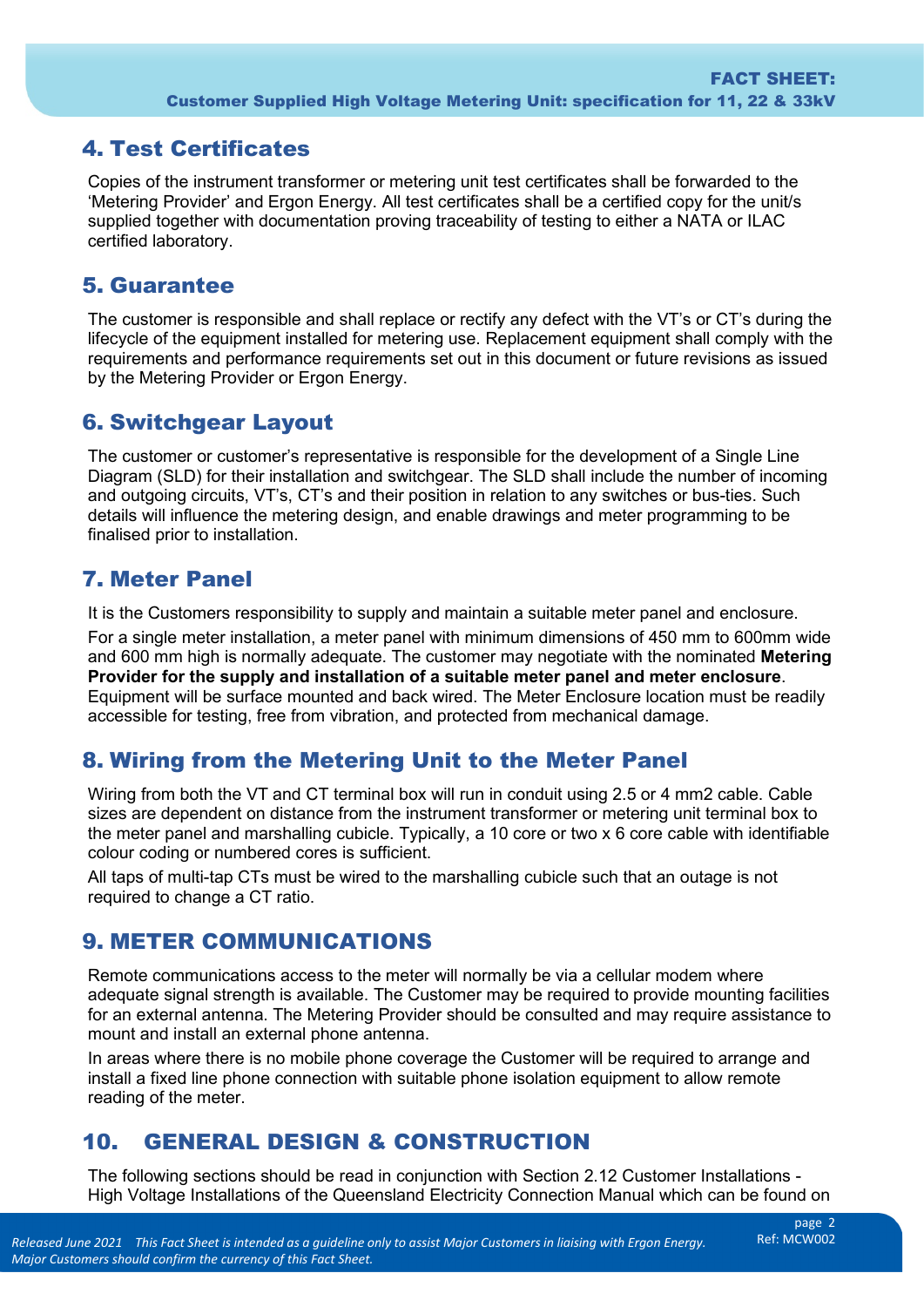## 4. Test Certificates

Copies of the instrument transformer or metering unit test certificates shall be forwarded to the 'Metering Provider' and Ergon Energy. All test certificates shall be a certified copy for the unit/s supplied together with documentation proving traceability of testing to either a NATA or ILAC certified laboratory.

## 5. Guarantee

The customer is responsible and shall replace or rectify any defect with the VT's or CT's during the lifecycle of the equipment installed for metering use. Replacement equipment shall comply with the requirements and performance requirements set out in this document or future revisions as issued by the Metering Provider or Ergon Energy.

## 6. Switchgear Layout

The customer or customer's representative is responsible for the development of a Single Line Diagram (SLD) for their installation and switchgear. The SLD shall include the number of incoming and outgoing circuits, VT's, CT's and their position in relation to any switches or bus-ties. Such details will influence the metering design, and enable drawings and meter programming to be finalised prior to installation.

## 7. Meter Panel

It is the Customers responsibility to supply and maintain a suitable meter panel and enclosure.

For a single meter installation, a meter panel with minimum dimensions of 450 mm to 600mm wide and 600 mm high is normally adequate. The customer may negotiate with the nominated **Metering Provider for the supply and installation of a suitable meter panel and meter enclosure**. Equipment will be surface mounted and back wired. The Meter Enclosure location must be readily accessible for testing, free from vibration, and protected from mechanical damage.

## 8. Wiring from the Metering Unit to the Meter Panel

Wiring from both the VT and CT terminal box will run in conduit using 2.5 or 4 mm2 cable. Cable sizes are dependent on distance from the instrument transformer or metering unit terminal box to the meter panel and marshalling cubicle. Typically, a 10 core or two x 6 core cable with identifiable colour coding or numbered cores is sufficient.

All taps of multi-tap CTs must be wired to the marshalling cubicle such that an outage is not required to change a CT ratio.

## 9. METER COMMUNICATIONS

Remote communications access to the meter will normally be via a cellular modem where adequate signal strength is available. The Customer may be required to provide mounting facilities for an external antenna. The Metering Provider should be consulted and may require assistance to mount and install an external phone antenna.

In areas where there is no mobile phone coverage the Customer will be required to arrange and install a fixed line phone connection with suitable phone isolation equipment to allow remote reading of the meter.

## 10. GENERAL DESIGN & CONSTRUCTION

The following sections should be read in conjunction with Section 2.12 Customer Installations - High Voltage Installations of the Queensland Electricity Connection Manual which can be found on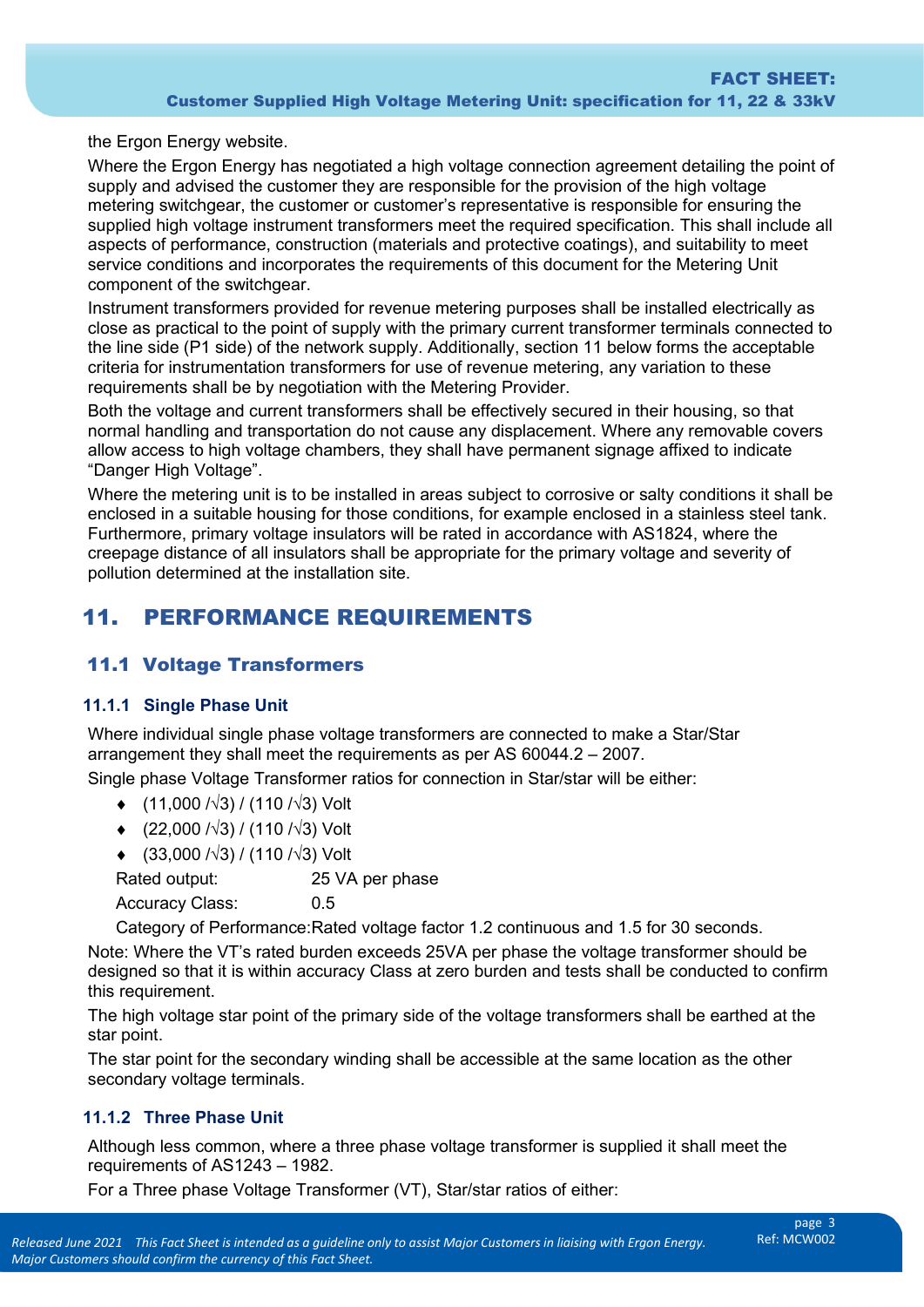the Ergon Energy website.

Where the Ergon Energy has negotiated a high voltage connection agreement detailing the point of supply and advised the customer they are responsible for the provision of the high voltage metering switchgear, the customer or customer's representative is responsible for ensuring the supplied high voltage instrument transformers meet the required specification. This shall include all aspects of performance, construction (materials and protective coatings), and suitability to meet service conditions and incorporates the requirements of this document for the Metering Unit component of the switchgear.

Instrument transformers provided for revenue metering purposes shall be installed electrically as close as practical to the point of supply with the primary current transformer terminals connected to the line side (P1 side) of the network supply. Additionally, section 11 below forms the acceptable criteria for instrumentation transformers for use of revenue metering, any variation to these requirements shall be by negotiation with the Metering Provider.

Both the voltage and current transformers shall be effectively secured in their housing, so that normal handling and transportation do not cause any displacement. Where any removable covers allow access to high voltage chambers, they shall have permanent signage affixed to indicate "Danger High Voltage".

Where the metering unit is to be installed in areas subject to corrosive or salty conditions it shall be enclosed in a suitable housing for those conditions, for example enclosed in a stainless steel tank. Furthermore, primary voltage insulators will be rated in accordance with AS1824, where the creepage distance of all insulators shall be appropriate for the primary voltage and severity of pollution determined at the installation site.

# 11. PERFORMANCE REQUIREMENTS

## 11.1 Voltage Transformers

### 11.1.1 Single Phase Unit

Where individual single phase voltage transformers are connected to make a Star/Star arrangement they shall meet the requirements as per AS 60044.2 – 2007.

Single phase Voltage Transformer ratios for connection in Star/star will be either:

- (11,000 /√3) / (110 /√3) Volt
- (22,000 /√3) / (110 /√3) Volt
- (33,000 /√3) / (110 /√3) Volt

Rated output: 25 VA per phase

Accuracy Class: 0.5

Category of Performance: Rated voltage factor 1.2 continuous and 1.5 for 30 seconds.

Note: Where the VT's rated burden exceeds 25VA per phase the voltage transformer should be designed so that it is within accuracy Class at zero burden and tests shall be conducted to confirm this requirement.

The high voltage star point of the primary side of the voltage transformers shall be earthed at the star point.

The star point for the secondary winding shall be accessible at the same location as the other secondary voltage terminals.

### 11.1.2 Three Phase Unit

Although less common, where a three phase voltage transformer is supplied it shall meet the requirements of AS1243 – 1982.

For a Three phase Voltage Transformer (VT), Star/star ratios of either: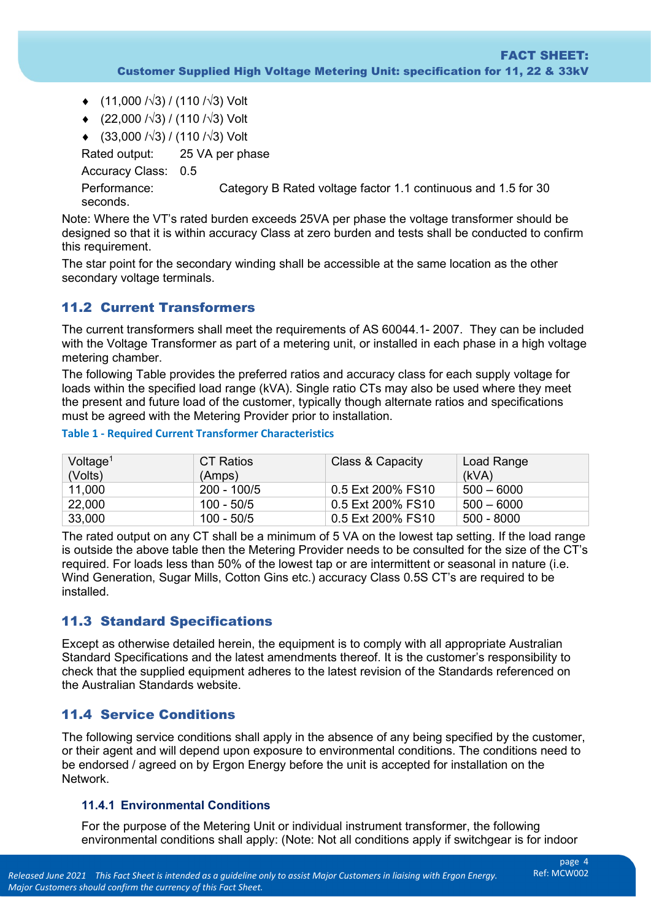- (11,000 /√3) / (110 /√3) Volt
- (22,000 /√3) / (110 /√3) Volt
- (33,000 /√3) / (110 /√3) Volt

Rated output: 25 VA per phase

Accuracy Class: 0.5

Performance: Category B Rated voltage factor 1.1 continuous and 1.5 for 30 seconds.

Note: Where the VT's rated burden exceeds 25VA per phase the voltage transformer should be designed so that it is within accuracy Class at zero burden and tests shall be conducted to confirm this requirement.

The star point for the secondary winding shall be accessible at the same location as the other secondary voltage terminals.

## 11.2 Current Transformers

The current transformers shall meet the requirements of AS 60044.1- 2007. They can be included with the Voltage Transformer as part of a metering unit, or installed in each phase in a high voltage metering chamber.

The following Table provides the preferred ratios and accuracy class for each supply voltage for loads within the specified load range (kVA). Single ratio CTs may also be used where they meet the present and future load of the customer, typically though alternate ratios and specifications must be agreed with the Metering Provider prior to installation.

**Table 1 - Required Current Transformer Characteristics**

| Voltage[1] (Volts) | CT Ratios (Amps) | Class & Capacity | Load Range (kVA) |
|---|---|---|---|
| 11,000 | 200 - 100/5 | 0.5 Ext 200% FS10 | 500 – 6000 |
| 22,000 | 100 - 50/5 | 0.5 Ext 200% FS10 | 500 – 6000 |
| 33,000 | 100 - 50/5 | 0.5 Ext 200% FS10 | 500 - 8000 |

The rated output on any CT shall be a minimum of 5 VA on the lowest tap setting. If the load range is outside the above table then the Metering Provider needs to be consulted for the size of the CT's required. For loads less than 50% of the lowest tap or are intermittent or seasonal in nature (i.e. Wind Generation, Sugar Mills, Cotton Gins etc.) accuracy Class 0.5S CT's are required to be installed.

## 11.3 Standard Specifications

Except as otherwise detailed herein, the equipment is to comply with all appropriate Australian Standard Specifications and the latest amendments thereof. It is the customer's responsibility to check that the supplied equipment adheres to the latest revision of the Standards referenced on the Australian Standards website.

## 11.4 Service Conditions

The following service conditions shall apply in the absence of any being specified by the customer, or their agent and will depend upon exposure to environmental conditions. The conditions need to be endorsed / agreed on by Ergon Energy before the unit is accepted for installation on the Network.

### 11.4.1 Environmental Conditions

For the purpose of the Metering Unit or individual instrument transformer, the following environmental conditions shall apply: (Note: Not all conditions apply if switchgear is for indoor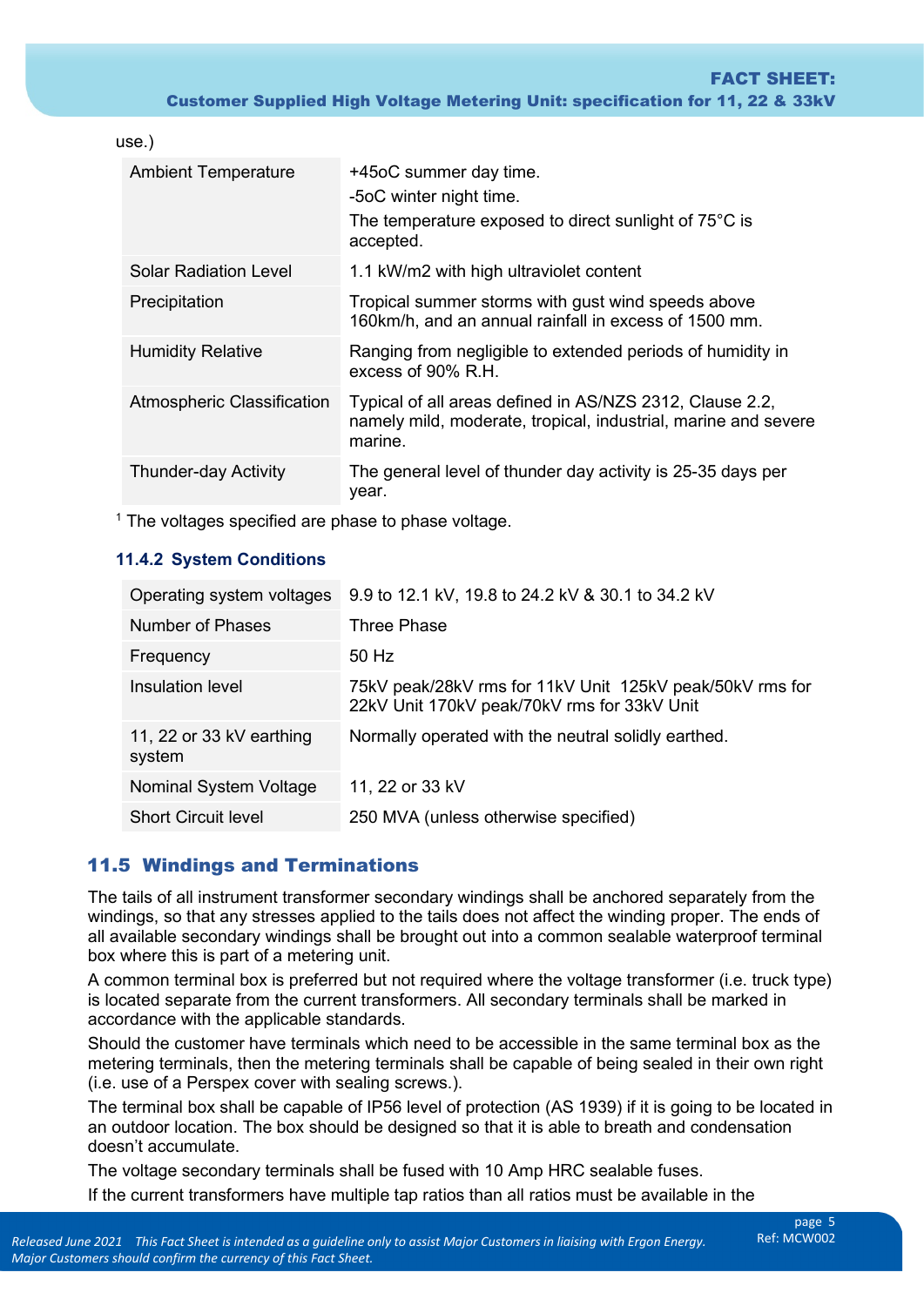use.)

| | |
|---|---|
| Ambient Temperature | +45oC summer day time.<br>-5oC winter night time.<br>The temperature exposed to direct sunlight of 75°C is accepted. |
| Solar Radiation Level | 1.1 kW/m2 with high ultraviolet content |
| Precipitation | Tropical summer storms with gust wind speeds above 160km/h, and an annual rainfall in excess of 1500 mm. |
| Humidity Relative | Ranging from negligible to extended periods of humidity in excess of 90% R.H. |
| Atmospheric Classification | Typical of all areas defined in AS/NZS 2312, Clause 2.2, namely mild, moderate, tropical, industrial, marine and severe marine. |
| Thunder-day Activity | The general level of thunder day activity is 25-35 days per year. |

[1] The voltages specified are phase to phase voltage.

### 11.4.2 System Conditions

| | |
|---|---|
| Operating system voltages | 9.9 to 12.1 kV, 19.8 to 24.2 kV & 30.1 to 34.2 kV |
| Number of Phases | Three Phase |
| Frequency | 50 Hz |
| Insulation level | 75kV peak/28kV rms for 11kV Unit 125kV peak/50kV rms for 22kV Unit 170kV peak/70kV rms for 33kV Unit |
| 11, 22 or 33 kV earthing system | Normally operated with the neutral solidly earthed. |
| Nominal System Voltage | 11, 22 or 33 kV |
| Short Circuit level | 250 MVA (unless otherwise specified) |

## 11.5 Windings and Terminations

The tails of all instrument transformer secondary windings shall be anchored separately from the windings, so that any stresses applied to the tails does not affect the winding proper. The ends of all available secondary windings shall be brought out into a common sealable waterproof terminal box where this is part of a metering unit.

A common terminal box is preferred but not required where the voltage transformer (i.e. truck type) is located separate from the current transformers. All secondary terminals shall be marked in accordance with the applicable standards.

Should the customer have terminals which need to be accessible in the same terminal box as the metering terminals, then the metering terminals shall be capable of being sealed in their own right (i.e. use of a Perspex cover with sealing screws.).

The terminal box shall be capable of IP56 level of protection (AS 1939) if it is going to be located in an outdoor location. The box should be designed so that it is able to breath and condensation doesn't accumulate.

The voltage secondary terminals shall be fused with 10 Amp HRC sealable fuses.

If the current transformers have multiple tap ratios than all ratios must be available in the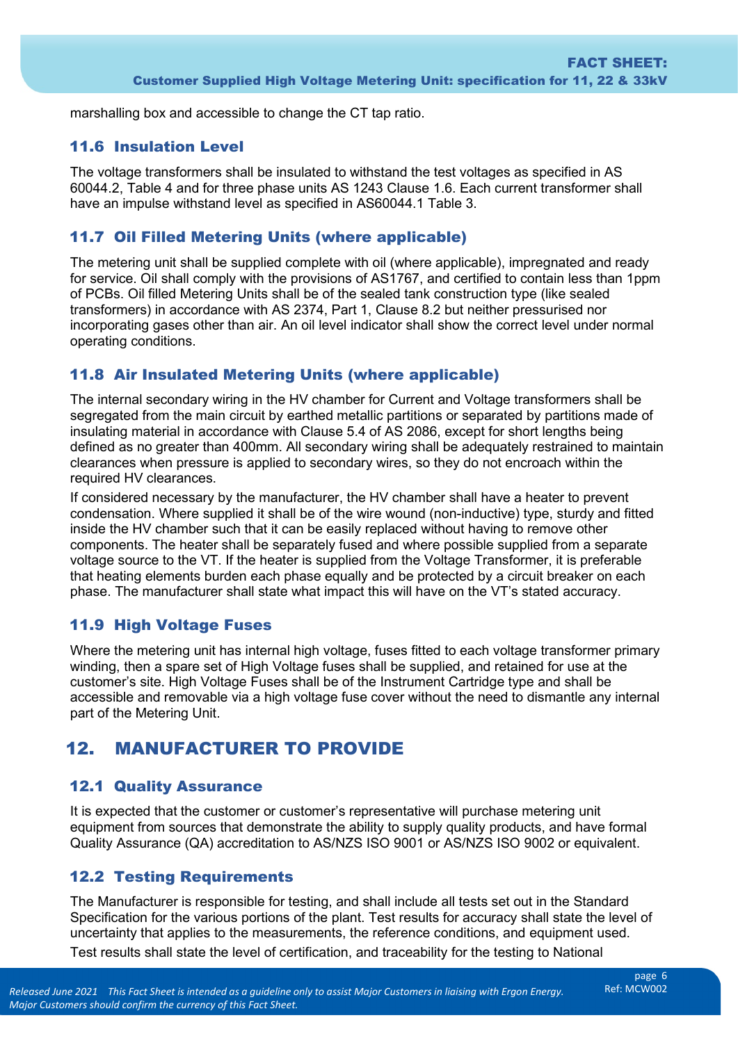marshalling box and accessible to change the CT tap ratio.

### 11.6 Insulation Level

The voltage transformers shall be insulated to withstand the test voltages as specified in AS 60044.2, Table 4 and for three phase units AS 1243 Clause 1.6. Each current transformer shall have an impulse withstand level as specified in AS60044.1 Table 3.

### 11.7 Oil Filled Metering Units (where applicable)

The metering unit shall be supplied complete with oil (where applicable), impregnated and ready for service. Oil shall comply with the provisions of AS1767, and certified to contain less than 1ppm of PCBs. Oil filled Metering Units shall be of the sealed tank construction type (like sealed transformers) in accordance with AS 2374, Part 1, Clause 8.2 but neither pressurised nor incorporating gases other than air. An oil level indicator shall show the correct level under normal operating conditions.

### 11.8 Air Insulated Metering Units (where applicable)

The internal secondary wiring in the HV chamber for Current and Voltage transformers shall be segregated from the main circuit by earthed metallic partitions or separated by partitions made of insulating material in accordance with Clause 5.4 of AS 2086, except for short lengths being defined as no greater than 400mm. All secondary wiring shall be adequately restrained to maintain clearances when pressure is applied to secondary wires, so they do not encroach within the required HV clearances.

If considered necessary by the manufacturer, the HV chamber shall have a heater to prevent condensation. Where supplied it shall be of the wire wound (non-inductive) type, sturdy and fitted inside the HV chamber such that it can be easily replaced without having to remove other components. The heater shall be separately fused and where possible supplied from a separate voltage source to the VT. If the heater is supplied from the Voltage Transformer, it is preferable that heating elements burden each phase equally and be protected by a circuit breaker on each phase. The manufacturer shall state what impact this will have on the VT's stated accuracy.

### 11.9 High Voltage Fuses

Where the metering unit has internal high voltage, fuses fitted to each voltage transformer primary winding, then a spare set of High Voltage fuses shall be supplied, and retained for use at the customer's site. High Voltage Fuses shall be of the Instrument Cartridge type and shall be accessible and removable via a high voltage fuse cover without the need to dismantle any internal part of the Metering Unit.

## 12. MANUFACTURER TO PROVIDE

### 12.1 Quality Assurance

It is expected that the customer or customer's representative will purchase metering unit equipment from sources that demonstrate the ability to supply quality products, and have formal Quality Assurance (QA) accreditation to AS/NZS ISO 9001 or AS/NZS ISO 9002 or equivalent.

### 12.2 Testing Requirements

The Manufacturer is responsible for testing, and shall include all tests set out in the Standard Specification for the various portions of the plant. Test results for accuracy shall state the level of uncertainty that applies to the measurements, the reference conditions, and equipment used.

Test results shall state the level of certification, and traceability for the testing to National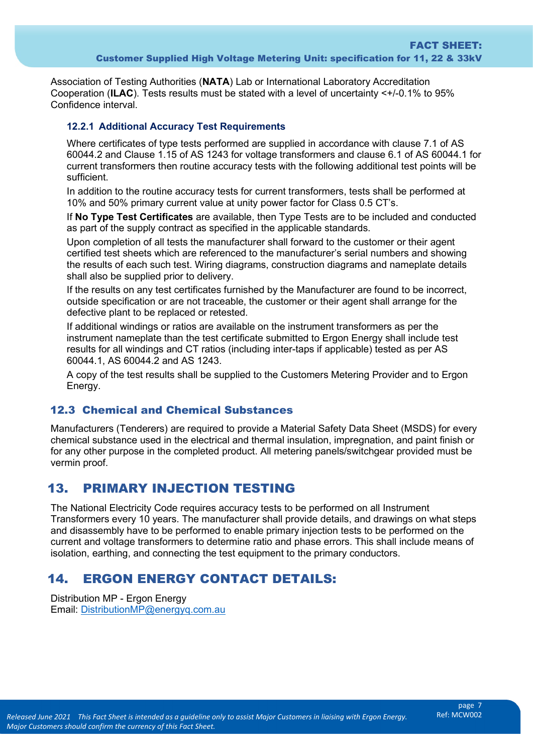Association of Testing Authorities (**NATA**) Lab or International Laboratory Accreditation Cooperation (**ILAC**). Tests results must be stated with a level of uncertainty <+/-0.1% to 95% Confidence interval.

### 12.2.1 Additional Accuracy Test Requirements

Where certificates of type tests performed are supplied in accordance with clause 7.1 of AS 60044.2 and Clause 1.15 of AS 1243 for voltage transformers and clause 6.1 of AS 60044.1 for current transformers then routine accuracy tests with the following additional test points will be sufficient.

In addition to the routine accuracy tests for current transformers, tests shall be performed at 10% and 50% primary current value at unity power factor for Class 0.5 CT's.

If **No Type Test Certificates** are available, then Type Tests are to be included and conducted as part of the supply contract as specified in the applicable standards.

Upon completion of all tests the manufacturer shall forward to the customer or their agent certified test sheets which are referenced to the manufacturer's serial numbers and showing the results of each such test. Wiring diagrams, construction diagrams and nameplate details shall also be supplied prior to delivery.

If the results on any test certificates furnished by the Manufacturer are found to be incorrect, outside specification or are not traceable, the customer or their agent shall arrange for the defective plant to be replaced or retested.

If additional windings or ratios are available on the instrument transformers as per the instrument nameplate than the test certificate submitted to Ergon Energy shall include test results for all windings and CT ratios (including inter-taps if applicable) tested as per AS 60044.1, AS 60044.2 and AS 1243.

A copy of the test results shall be supplied to the Customers Metering Provider and to Ergon Energy.

## 12.3 Chemical and Chemical Substances

Manufacturers (Tenderers) are required to provide a Material Safety Data Sheet (MSDS) for every chemical substance used in the electrical and thermal insulation, impregnation, and paint finish or for any other purpose in the completed product. All metering panels/switchgear provided must be vermin proof.

# 13. PRIMARY INJECTION TESTING

The National Electricity Code requires accuracy tests to be performed on all Instrument Transformers every 10 years. The manufacturer shall provide details, and drawings on what steps and disassembly have to be performed to enable primary injection tests to be performed on the current and voltage transformers to determine ratio and phase errors. This shall include means of isolation, earthing, and connecting the test equipment to the primary conductors.

# 14. ERGON ENERGY CONTACT DETAILS:

Distribution MP - Ergon Energy
Email: DistributionMP@energyq.com.au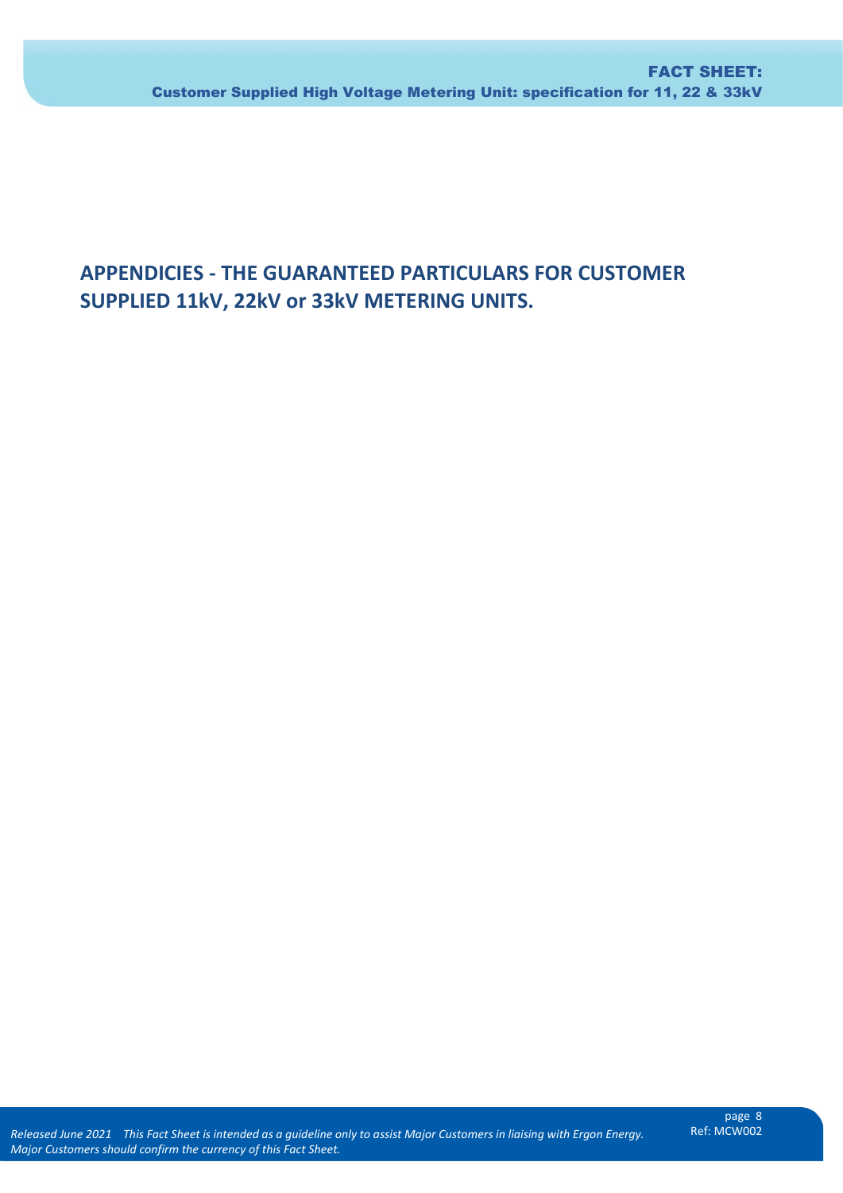## APPENDICIES - THE GUARANTEED PARTICULARS FOR CUSTOMER SUPPLIED 11kV, 22kV or 33kV METERING UNITS.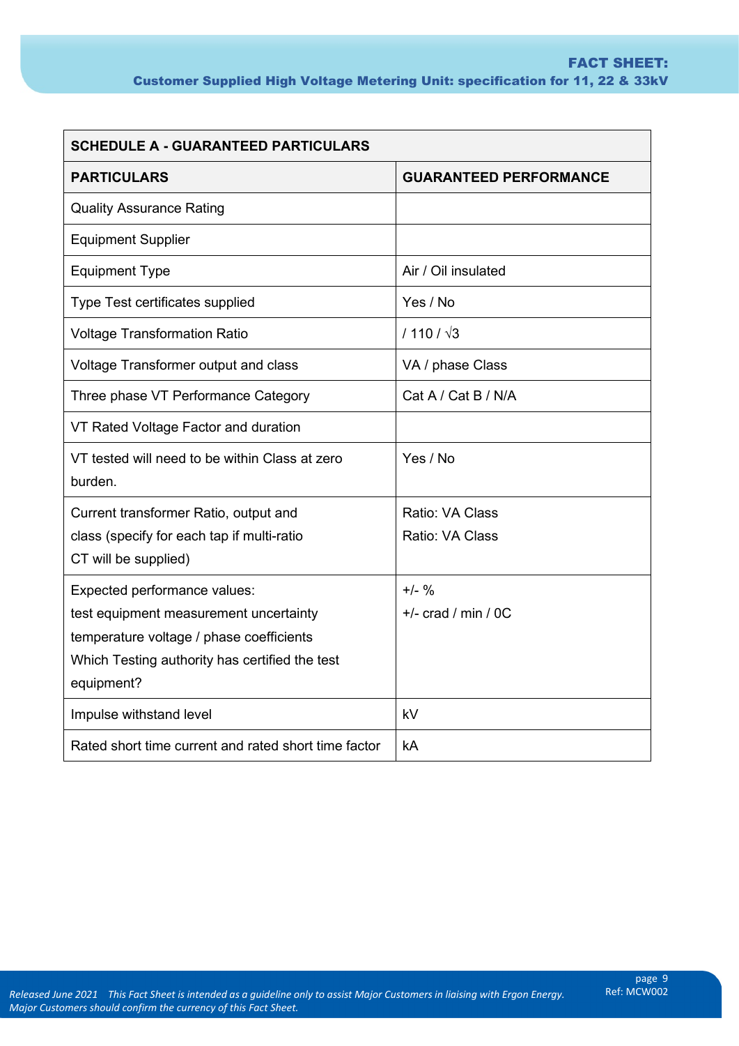| SCHEDULE A - GUARANTEED PARTICULARS | |
|---|---|
| **PARTICULARS** | **GUARANTEED PERFORMANCE** |
| Quality Assurance Rating | |
| Equipment Supplier | |
| Equipment Type | Air / Oil insulated |
| Type Test certificates supplied | Yes / No |
| Voltage Transformation Ratio | / 110 / √3 |
| Voltage Transformer output and class | VA / phase Class |
| Three phase VT Performance Category | Cat A / Cat B / N/A |
| VT Rated Voltage Factor and duration | |
| VT tested will need to be within Class at zero burden. | Yes / No |
| Current transformer Ratio, output and class (specify for each tap if multi-ratio CT will be supplied) | Ratio: VA Class<br>Ratio: VA Class |
| Expected performance values:<br>test equipment measurement uncertainty<br>temperature voltage / phase coefficients<br>Which Testing authority has certified the test equipment? | +/- %<br>+/- crad / min / 0C |
| Impulse withstand level | kV |
| Rated short time current and rated short time factor | kA |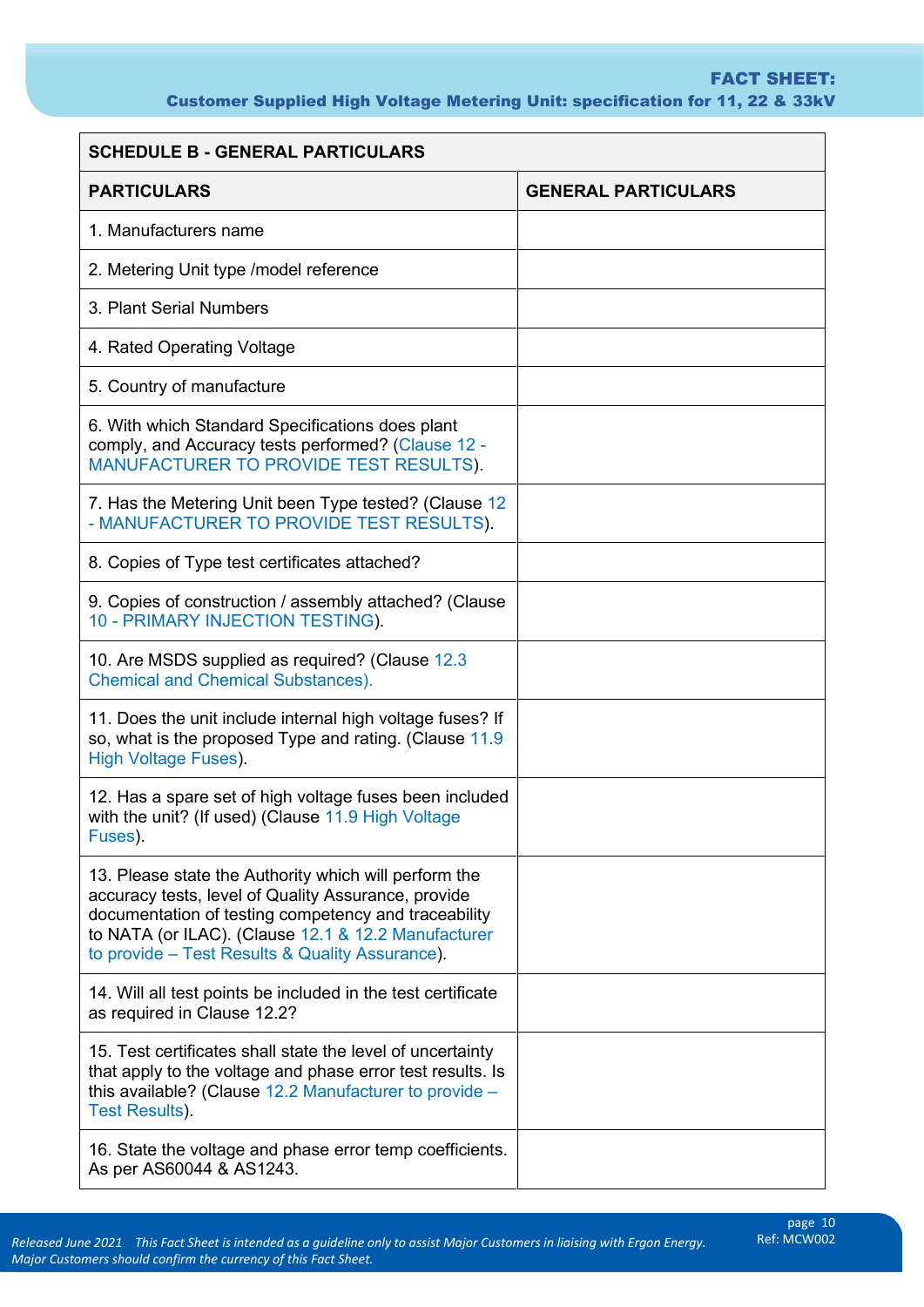| SCHEDULE B - GENERAL PARTICULARS | |
|---|---|
| **PARTICULARS** | **GENERAL PARTICULARS** |
| 1. Manufacturers name | |
| 2. Metering Unit type /model reference | |
| 3. Plant Serial Numbers | |
| 4. Rated Operating Voltage | |
| 5. Country of manufacture | |
| 6. With which Standard Specifications does plant comply, and Accuracy tests performed? (Clause 12 - MANUFACTURER TO PROVIDE TEST RESULTS). | |
| 7. Has the Metering Unit been Type tested? (Clause 12 - MANUFACTURER TO PROVIDE TEST RESULTS). | |
| 8. Copies of Type test certificates attached? | |
| 9. Copies of construction / assembly attached? (Clause 10 - PRIMARY INJECTION TESTING). | |
| 10. Are MSDS supplied as required? (Clause 12.3 Chemical and Chemical Substances). | |
| 11. Does the unit include internal high voltage fuses? If so, what is the proposed Type and rating. (Clause 11.9 High Voltage Fuses). | |
| 12. Has a spare set of high voltage fuses been included with the unit? (If used) (Clause 11.9 High Voltage Fuses). | |
| 13. Please state the Authority which will perform the accuracy tests, level of Quality Assurance, provide documentation of testing competency and traceability to NATA (or ILAC). (Clause 12.1 & 12.2 Manufacturer to provide – Test Results & Quality Assurance). | |
| 14. Will all test points be included in the test certificate as required in Clause 12.2? | |
| 15. Test certificates shall state the level of uncertainty that apply to the voltage and phase error test results. Is this available? (Clause 12.2 Manufacturer to provide – Test Results). | |
| 16. State the voltage and phase error temp coefficients. As per AS60044 & AS1243. | |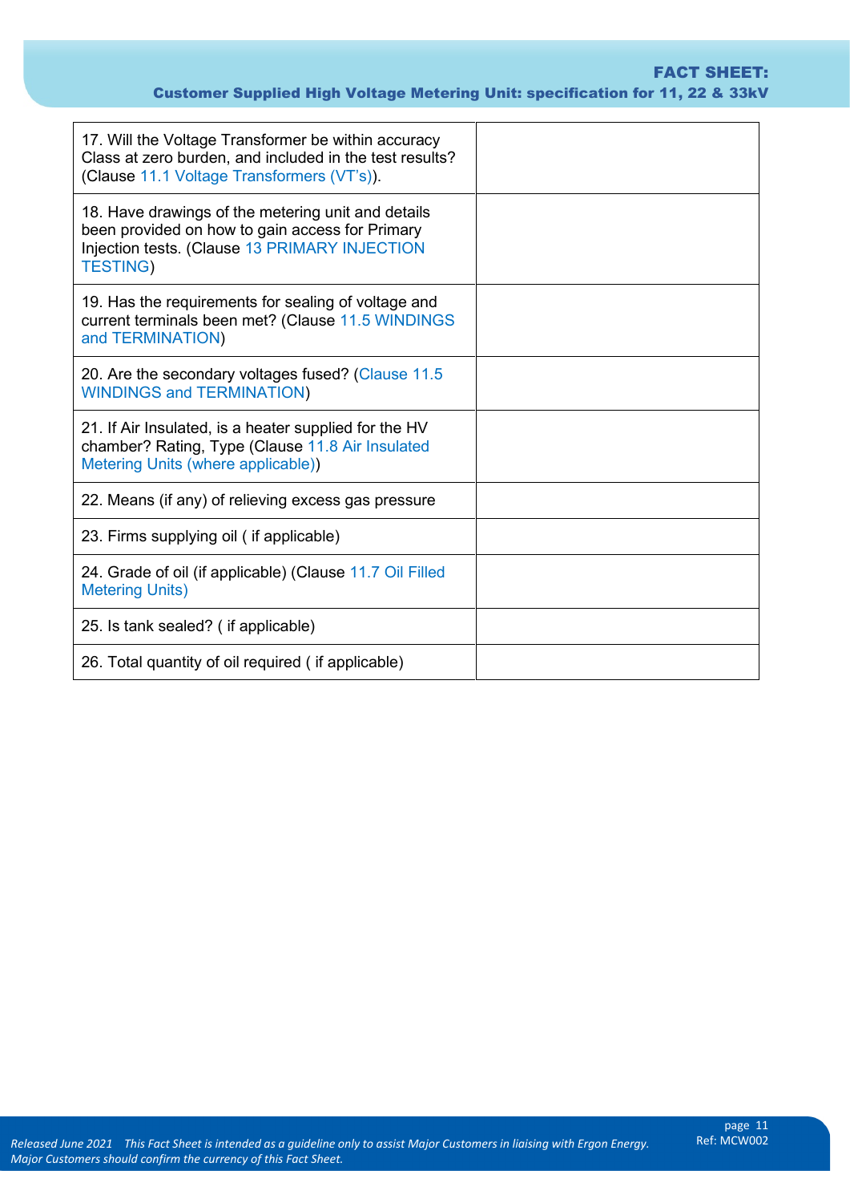| | |
|---|---|
| 17. Will the Voltage Transformer be within accuracy Class at zero burden, and included in the test results? (Clause 11.1 Voltage Transformers (VT's)). | |
| 18. Have drawings of the metering unit and details been provided on how to gain access for Primary Injection tests. (Clause 13 PRIMARY INJECTION TESTING) | |
| 19. Has the requirements for sealing of voltage and current terminals been met? (Clause 11.5 WINDINGS and TERMINATION) | |
| 20. Are the secondary voltages fused? (Clause 11.5 WINDINGS and TERMINATION) | |
| 21. If Air Insulated, is a heater supplied for the HV chamber? Rating, Type (Clause 11.8 Air Insulated Metering Units (where applicable)) | |
| 22. Means (if any) of relieving excess gas pressure | |
| 23. Firms supplying oil ( if applicable) | |
| 24. Grade of oil (if applicable) (Clause 11.7 Oil Filled Metering Units) | |
| 25. Is tank sealed? ( if applicable) | |
| 26. Total quantity of oil required ( if applicable) | |